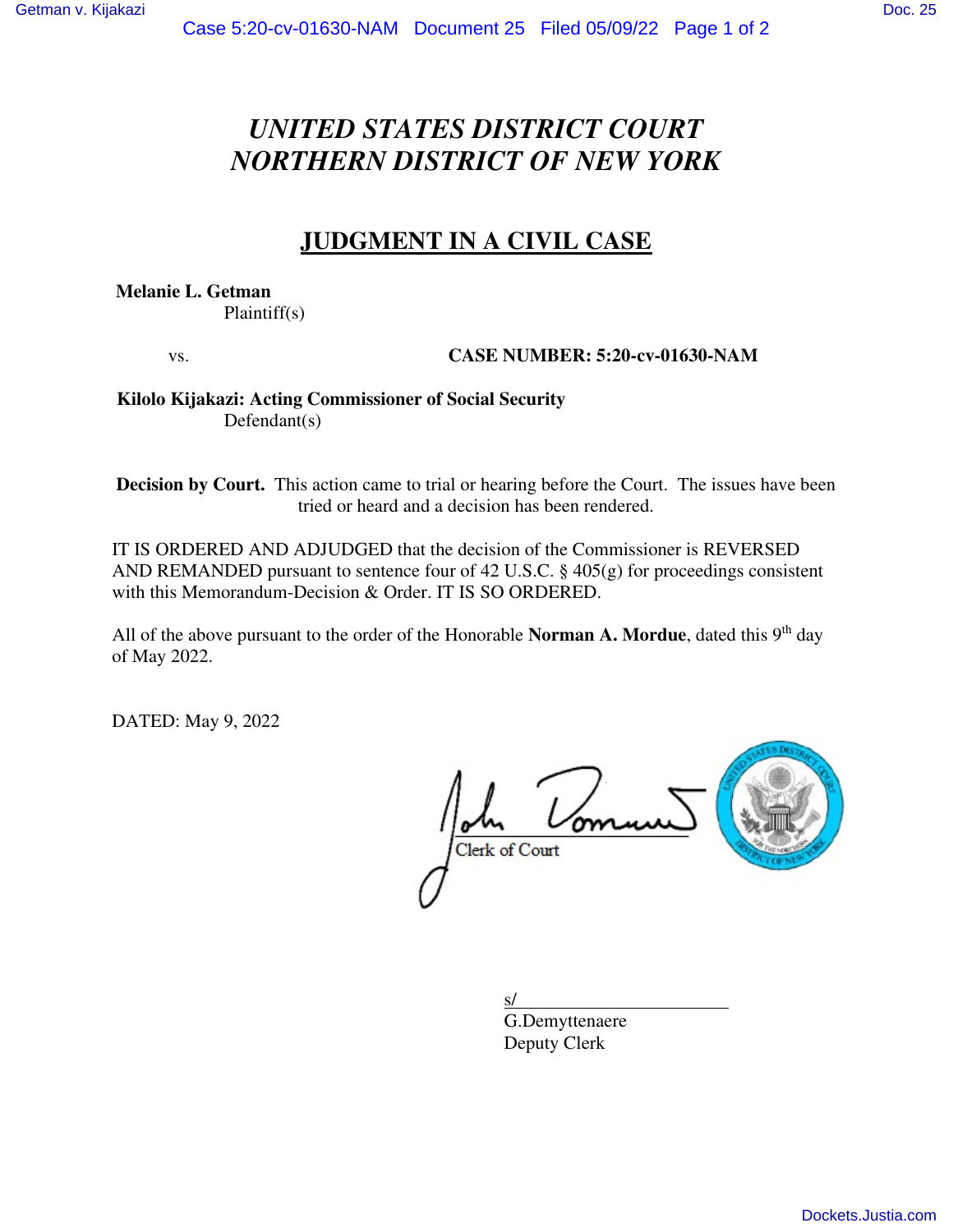# *UNITED STATES DISTRICT COURT*
# *NORTHERN DISTRICT OF NEW YORK*

## JUDGMENT IN A CIVIL CASE

**Melanie L. Getman**
Plaintiff(s)

vs. **CASE NUMBER: 5:20-cv-01630-NAM**

**Kilolo Kijakazi: Acting Commissioner of Social Security**
Defendant(s)

**Decision by Court.** This action came to trial or hearing before the Court. The issues have been tried or heard and a decision has been rendered.

IT IS ORDERED AND ADJUDGED that the decision of the Commissioner is REVERSED AND REMANDED pursuant to sentence four of 42 U.S.C. § 405(g) for proceedings consistent with this Memorandum-Decision & Order. IT IS SO ORDERED.

All of the above pursuant to the order of the Honorable **Norman A. Mordue**, dated this 9th day of May 2022.

DATED: May 9, 2022

Clerk of Court

s/
G.Demyttenaere
Deputy Clerk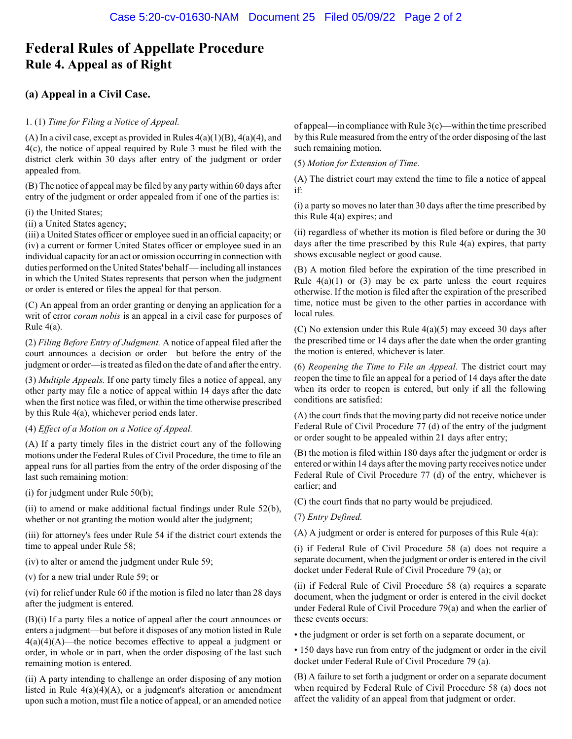# Federal Rules of Appellate Procedure

## Rule 4. Appeal as of Right

### (a) Appeal in a Civil Case.

1. (1) *Time for Filing a Notice of Appeal.*

(A) In a civil case, except as provided in Rules 4(a)(1)(B), 4(a)(4), and 4(c), the notice of appeal required by Rule 3 must be filed with the district clerk within 30 days after entry of the judgment or order appealed from.

(B) The notice of appeal may be filed by any party within 60 days after entry of the judgment or order appealed from if one of the parties is:

(i) the United States;
(ii) a United States agency;
(iii) a United States officer or employee sued in an official capacity; or
(iv) a current or former United States officer or employee sued in an individual capacity for an act or omission occurring in connection with duties performed on the United States' behalf — including all instances in which the United States represents that person when the judgment or order is entered or files the appeal for that person.

(C) An appeal from an order granting or denying an application for a writ of error *coram nobis* is an appeal in a civil case for purposes of Rule 4(a).

(2) *Filing Before Entry of Judgment.* A notice of appeal filed after the court announces a decision or order—but before the entry of the judgment or order—is treated as filed on the date of and after the entry.

(3) *Multiple Appeals.* If one party timely files a notice of appeal, any other party may file a notice of appeal within 14 days after the date when the first notice was filed, or within the time otherwise prescribed by this Rule 4(a), whichever period ends later.

(4) *Effect of a Motion on a Notice of Appeal.*

(A) If a party timely files in the district court any of the following motions under the Federal Rules of Civil Procedure, the time to file an appeal runs for all parties from the entry of the order disposing of the last such remaining motion:

(i) for judgment under Rule 50(b);

(ii) to amend or make additional factual findings under Rule 52(b), whether or not granting the motion would alter the judgment;

(iii) for attorney's fees under Rule 54 if the district court extends the time to appeal under Rule 58;

(iv) to alter or amend the judgment under Rule 59;

(v) for a new trial under Rule 59; or

(vi) for relief under Rule 60 if the motion is filed no later than 28 days after the judgment is entered.

(B)(i) If a party files a notice of appeal after the court announces or enters a judgment—but before it disposes of any motion listed in Rule 4(a)(4)(A)—the notice becomes effective to appeal a judgment or order, in whole or in part, when the order disposing of the last such remaining motion is entered.

(ii) A party intending to challenge an order disposing of any motion listed in Rule 4(a)(4)(A), or a judgment's alteration or amendment upon such a motion, must file a notice of appeal, or an amended notice of appeal—in compliance with Rule 3(c)—within the time prescribed by this Rule measured from the entry of the order disposing of the last such remaining motion.

(5) *Motion for Extension of Time.*

(A) The district court may extend the time to file a notice of appeal if:

(i) a party so moves no later than 30 days after the time prescribed by this Rule 4(a) expires; and

(ii) regardless of whether its motion is filed before or during the 30 days after the time prescribed by this Rule 4(a) expires, that party shows excusable neglect or good cause.

(B) A motion filed before the expiration of the time prescribed in Rule 4(a)(1) or (3) may be ex parte unless the court requires otherwise. If the motion is filed after the expiration of the prescribed time, notice must be given to the other parties in accordance with local rules.

(C) No extension under this Rule 4(a)(5) may exceed 30 days after the prescribed time or 14 days after the date when the order granting the motion is entered, whichever is later.

(6) *Reopening the Time to File an Appeal.* The district court may reopen the time to file an appeal for a period of 14 days after the date when its order to reopen is entered, but only if all the following conditions are satisfied:

(A) the court finds that the moving party did not receive notice under Federal Rule of Civil Procedure 77 (d) of the entry of the judgment or order sought to be appealed within 21 days after entry;

(B) the motion is filed within 180 days after the judgment or order is entered or within 14 days after the moving party receives notice under Federal Rule of Civil Procedure 77 (d) of the entry, whichever is earlier; and

(C) the court finds that no party would be prejudiced.

(7) *Entry Defined.*

(A) A judgment or order is entered for purposes of this Rule 4(a):

(i) if Federal Rule of Civil Procedure 58 (a) does not require a separate document, when the judgment or order is entered in the civil docket under Federal Rule of Civil Procedure 79 (a); or

(ii) if Federal Rule of Civil Procedure 58 (a) requires a separate document, when the judgment or order is entered in the civil docket under Federal Rule of Civil Procedure 79(a) and when the earlier of these events occurs:

- the judgment or order is set forth on a separate document, or
- 150 days have run from entry of the judgment or order in the civil docket under Federal Rule of Civil Procedure 79 (a).

(B) A failure to set forth a judgment or order on a separate document when required by Federal Rule of Civil Procedure 58 (a) does not affect the validity of an appeal from that judgment or order.